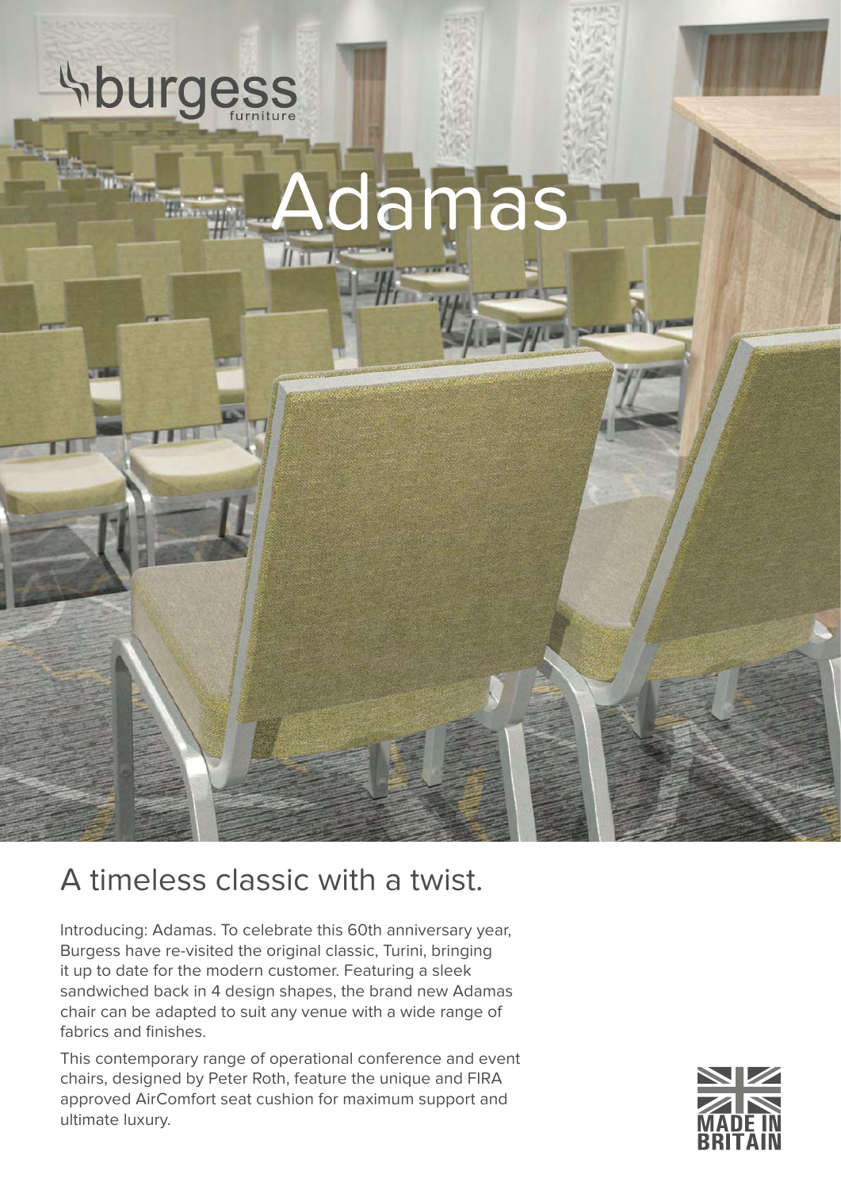burgess
furniture

# Adamas

## A timeless classic with a twist.

Introducing: Adamas. To celebrate this 60th anniversary year, Burgess have re-visited the original classic, Turini, bringing it up to date for the modern customer. Featuring a sleek sandwiched back in 4 design shapes, the brand new Adamas chair can be adapted to suit any venue with a wide range of fabrics and finishes.

This contemporary range of operational conference and event chairs, designed by Peter Roth, feature the unique and FIRA approved AirComfort seat cushion for maximum support and ultimate luxury.

MADE IN BRITAIN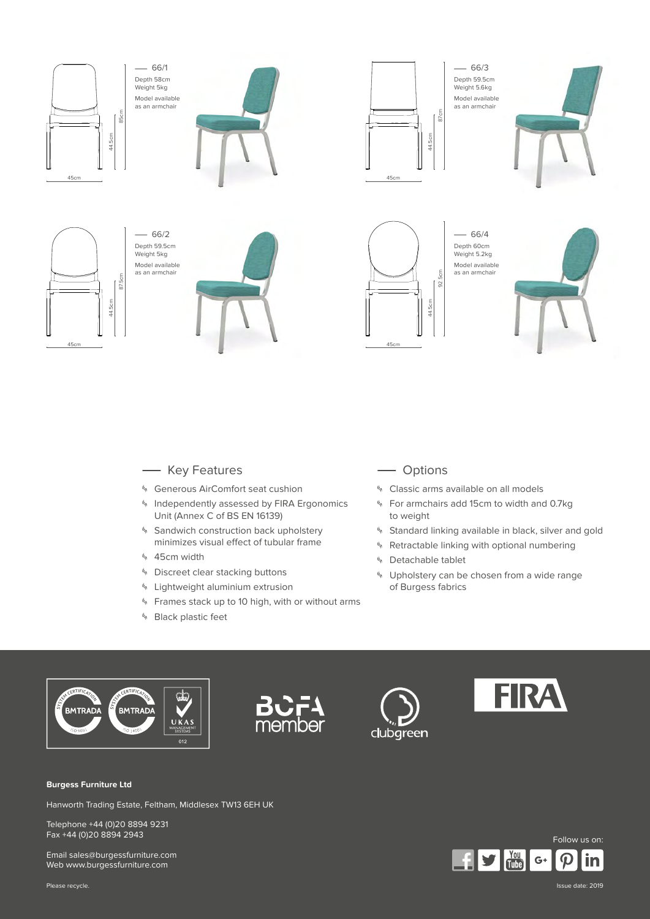66/1

Depth 58cm
Weight 5kg

Model available as an armchair

85cm

44.5cm

45cm

66/3

Depth 59.5cm
Weight 5.6kg

Model available as an armchair

87cm

44.5cm

45cm

66/2

Depth 59.5cm
Weight 5kg

Model available as an armchair

87.5cm

44.5cm

45cm

66/4

Depth 60cm
Weight 5.2kg

Model available as an armchair

92.5cm

44.5cm

45cm

## Key Features

- Generous AirComfort seat cushion
- Independently assessed by FIRA Ergonomics Unit (Annex C of BS EN 16139)
- Sandwich construction back upholstery minimizes visual effect of tubular frame
- 45cm width
- Discreet clear stacking buttons
- Lightweight aluminium extrusion
- Frames stack up to 10 high, with or without arms
- Black plastic feet

## Options

- Classic arms available on all models
- For armchairs add 15cm to width and 0.7kg to weight
- Standard linking available in black, silver and gold
- Retractable linking with optional numbering
- Detachable tablet
- Upholstery can be chosen from a wide range of Burgess fabrics

**Burgess Furniture Ltd**

Hanworth Trading Estate, Feltham, Middlesex TW13 6EH UK

Telephone +44 (0)20 8894 9231
Fax +44 (0)20 8894 2943

Email sales@burgessfurniture.com
Web www.burgessfurniture.com

Follow us on:

Please recycle.

Issue date: 2019